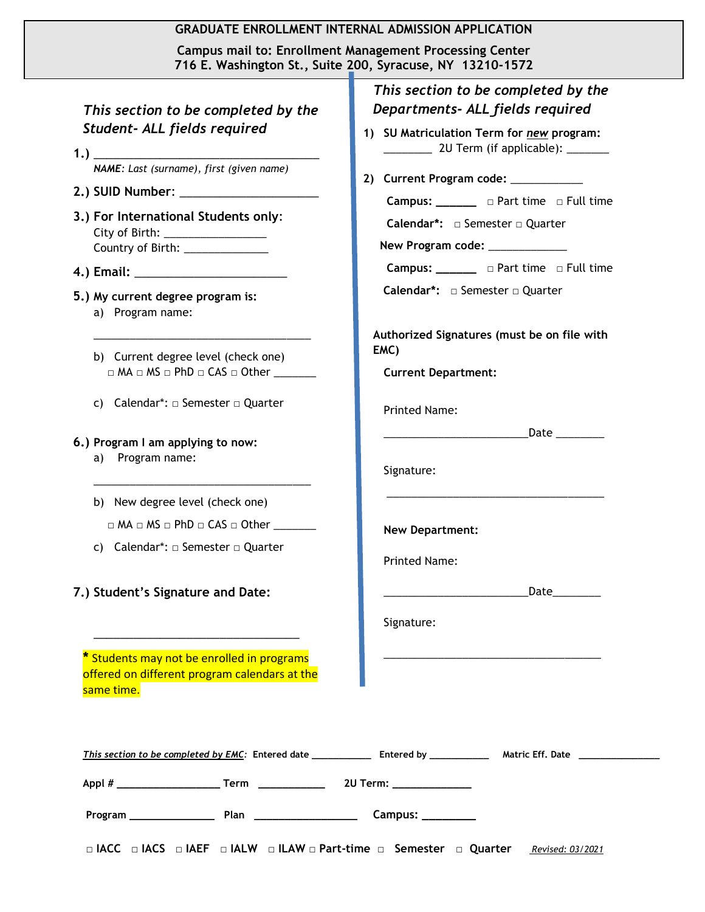# GRADUATE ENROLLMENT INTERNAL ADMISSION APPLICATION

**Campus mail to: Enrollment Management Processing Center**
**716 E. Washington St., Suite 200, Syracuse, NY 13210-1572**

## *This section to be completed by the Student- ALL fields required*

**1.)** ___________________________________
*NAME: Last (surname), first (given name)*

**2.) SUID Number:** ______________________

**3.) For International Students only:**
City of Birth: ________________
Country of Birth: ______________

**4.) Email:** ________________________

**5.) My current degree program is:**

a) Program name:

___________________________________

b) Current degree level (check one)
□ MA □ MS □ PhD □ CAS □ Other _______

c) Calendar*: □ Semester □ Quarter

**6.) Program I am applying to now:**

a) Program name:

___________________________________

b) New degree level (check one)
□ MA □ MS □ PhD □ CAS □ Other _______

c) Calendar*: □ Semester □ Quarter

**7.) Student's Signature and Date:**

_________________________________

**\*** Students may not be enrolled in programs offered on different program calendars at the same time.

## *This section to be completed by the Departments- ALL fields required*

**1) SU Matriculation Term for *new* program:** ________ 2U Term (if applicable): _______

**2) Current Program code:** ____________

**Campus:** ______ □ Part time □ Full time

**Calendar*:** □ Semester □ Quarter

**New Program code:** _____________

**Campus:** ______ □ Part time □ Full time

**Calendar*:** □ Semester □ Quarter

**Authorized Signatures (must be on file with EMC)**

**Current Department:**

Printed Name:

________________________Date ________

Signature:

____________________________________

**New Department:**

Printed Name:

________________________Date________

Signature:

____________________________________

***This section to be completed by EMC*:** Entered date ___________ Entered by ___________ Matric Eff. Date _______________

**Appl #** __________________ **Term** ___________ **2U Term:** ______________

**Program** _______________ **Plan** __________________ **Campus:** _________

□ **IACC** □ **IACS** □ **IAEF** □ **IALW** □ **ILAW** □ **Part-time** □ **Semester** □ **Quarter**

*Revised: 03/2021*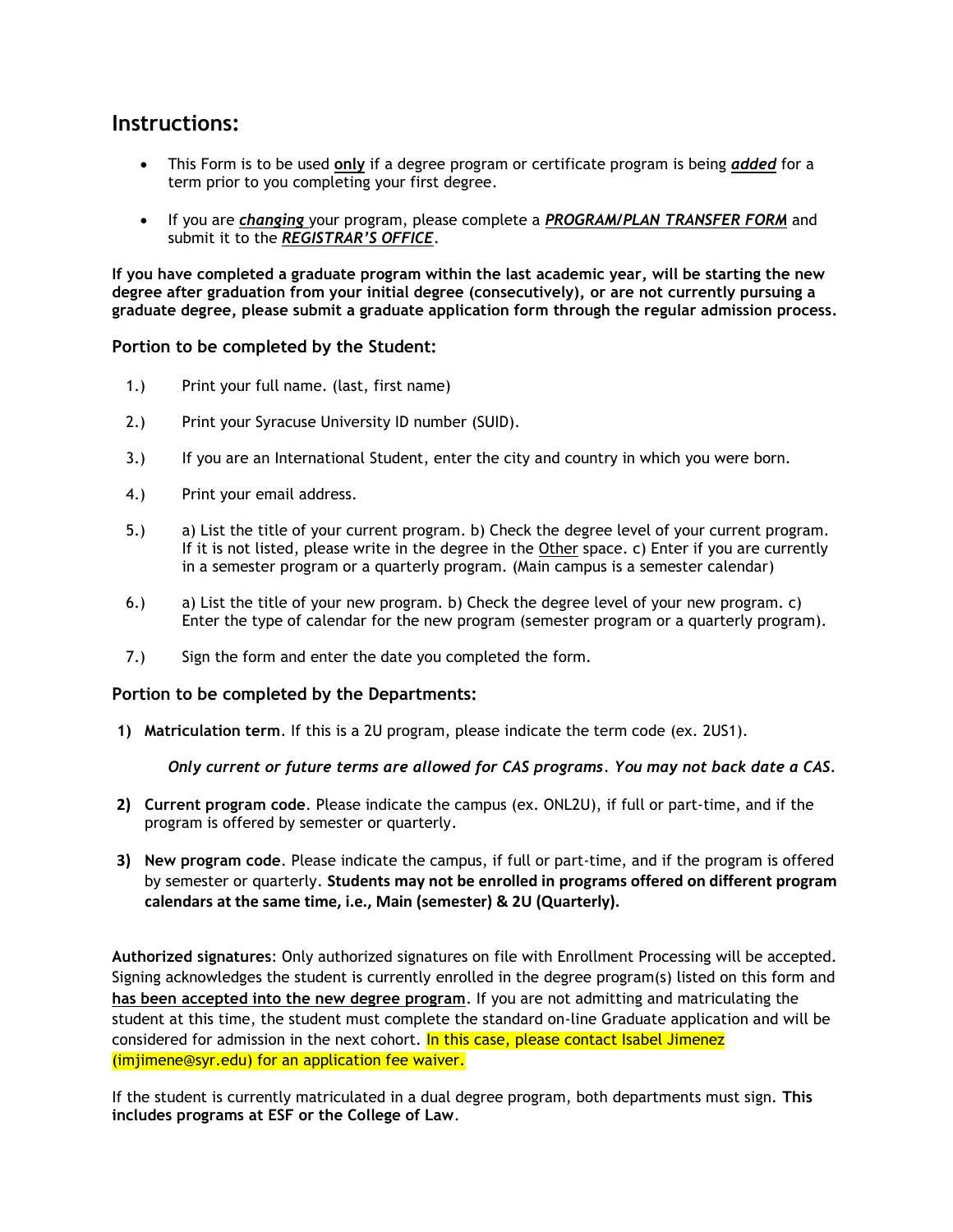## Instructions:

- This Form is to be used **only** if a degree program or certificate program is being ***added*** for a term prior to you completing your first degree.
- If you are ***changing*** your program, please complete a ***PROGRAM/PLAN TRANSFER FORM*** and submit it to the ***REGISTRAR'S OFFICE***.

**If you have completed a graduate program within the last academic year, will be starting the new degree after graduation from your initial degree (consecutively), or are not currently pursuing a graduate degree, please submit a graduate application form through the regular admission process.**

### Portion to be completed by the Student:

1.) Print your full name. (last, first name)

2.) Print your Syracuse University ID number (SUID).

3.) If you are an International Student, enter the city and country in which you were born.

4.) Print your email address.

5.) a) List the title of your current program. b) Check the degree level of your current program. If it is not listed, please write in the degree in the Other space. c) Enter if you are currently in a semester program or a quarterly program. (Main campus is a semester calendar)

6.) a) List the title of your new program. b) Check the degree level of your new program. c) Enter the type of calendar for the new program (semester program or a quarterly program).

7.) Sign the form and enter the date you completed the form.

### Portion to be completed by the Departments:

**1)** **Matriculation term**. If this is a 2U program, please indicate the term code (ex. 2US1).

*Only current or future terms are allowed for CAS programs. You may not back date a CAS.*

**2)** **Current program code**. Please indicate the campus (ex. ONL2U), if full or part-time, and if the program is offered by semester or quarterly.

**3)** **New program code**. Please indicate the campus, if full or part-time, and if the program is offered by semester or quarterly. **Students may not be enrolled in programs offered on different program calendars at the same time, i.e., Main (semester) & 2U (Quarterly).**

**Authorized signatures**: Only authorized signatures on file with Enrollment Processing will be accepted. Signing acknowledges the student is currently enrolled in the degree program(s) listed on this form and **has been accepted into the new degree program**. If you are not admitting and matriculating the student at this time, the student must complete the standard on-line Graduate application and will be considered for admission in the next cohort. In this case, please contact Isabel Jimenez (imjimene@syr.edu) for an application fee waiver.

If the student is currently matriculated in a dual degree program, both departments must sign. **This includes programs at ESF or the College of Law**.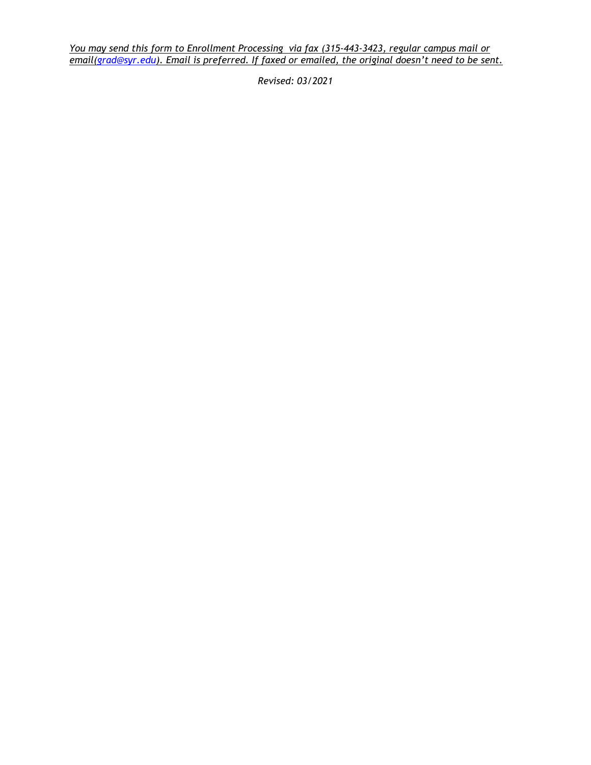*You may send this form to Enrollment Processing via fax (315-443-3423, regular campus mail or email(grad@syr.edu). Email is preferred. If faxed or emailed, the original doesn't need to be sent.*

*Revised: 03/2021*